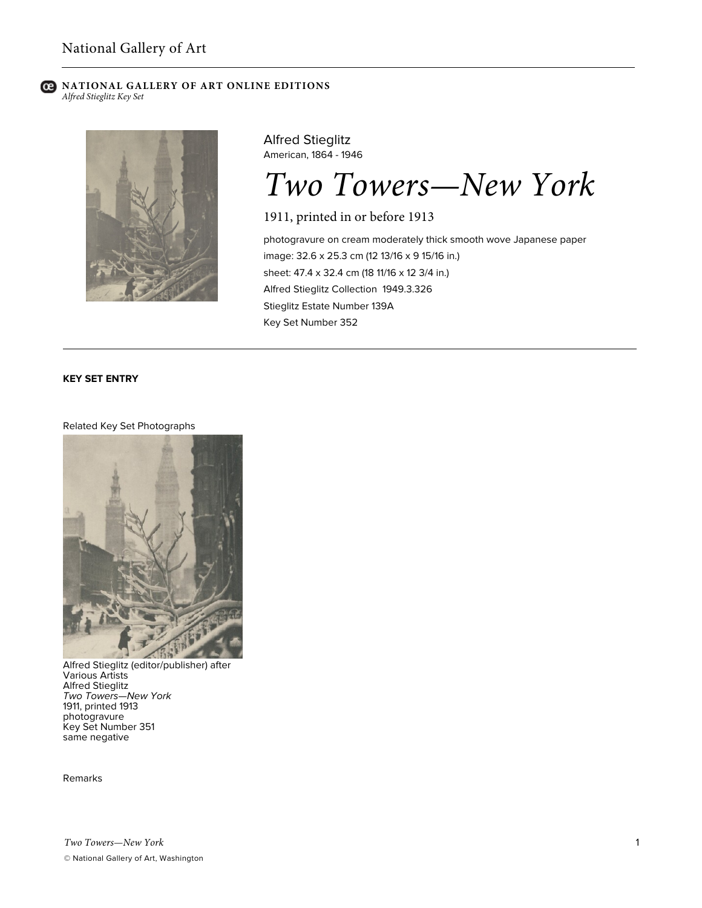National Gallery of Art

**NATIONAL GALLERY OF ART ONLINE EDITIONS**
*Alfred Stieglitz Key Set*

Alfred Stieglitz
American, 1864 - 1946

# *Two Towers—New York*

1911, printed in or before 1913

photogravure on cream moderately thick smooth wove Japanese paper
image: 32.6 x 25.3 cm (12 13/16 x 9 15/16 in.)
sheet: 47.4 x 32.4 cm (18 11/16 x 12 3/4 in.)
Alfred Stieglitz Collection 1949.3.326
Stieglitz Estate Number 139A
Key Set Number 352

---

**KEY SET ENTRY**

Related Key Set Photographs

Alfred Stieglitz (editor/publisher) after Various Artists
Alfred Stieglitz
*Two Towers—New York*
1911, printed 1913
photogravure
Key Set Number 351
same negative

Remarks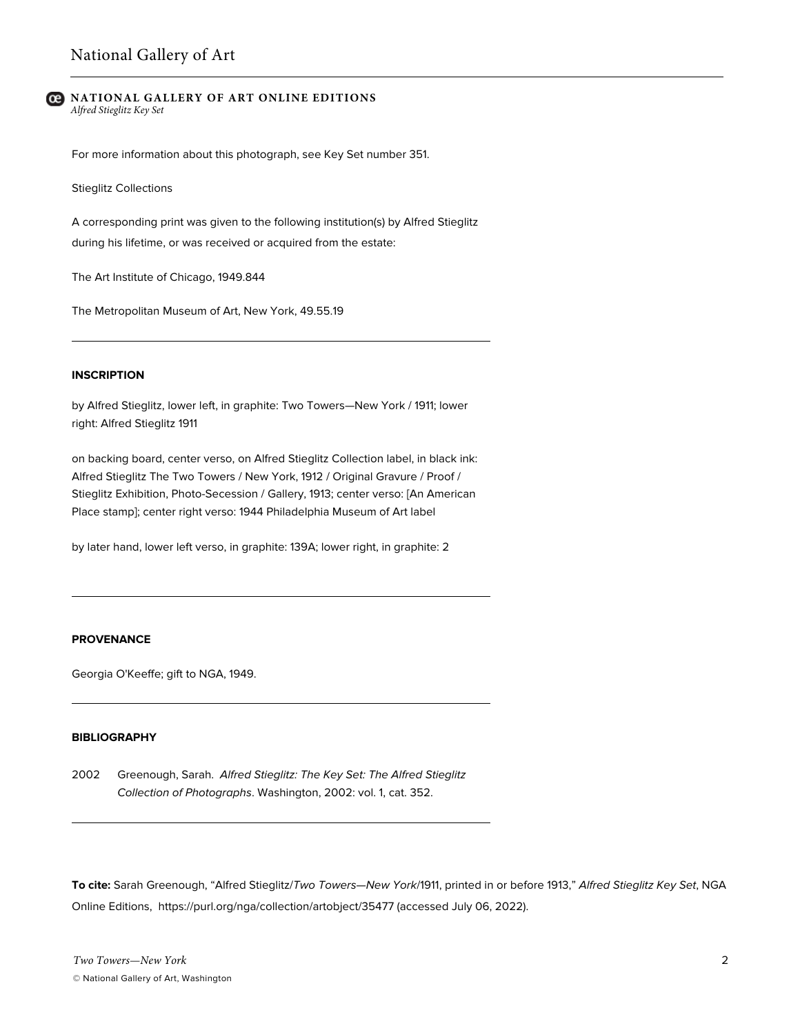For more information about this photograph, see Key Set number 351.

Stieglitz Collections

A corresponding print was given to the following institution(s) by Alfred Stieglitz during his lifetime, or was received or acquired from the estate:

The Art Institute of Chicago, 1949.844

The Metropolitan Museum of Art, New York, 49.55.19

---

### INSCRIPTION

by Alfred Stieglitz, lower left, in graphite: Two Towers—New York / 1911; lower right: Alfred Stieglitz 1911

on backing board, center verso, on Alfred Stieglitz Collection label, in black ink: Alfred Stieglitz The Two Towers / New York, 1912 / Original Gravure / Proof / Stieglitz Exhibition, Photo-Secession / Gallery, 1913; center verso: [An American Place stamp]; center right verso: 1944 Philadelphia Museum of Art label

by later hand, lower left verso, in graphite: 139A; lower right, in graphite: 2

---

### PROVENANCE

Georgia O'Keeffe; gift to NGA, 1949.

---

### BIBLIOGRAPHY

2002 Greenough, Sarah. *Alfred Stieglitz: The Key Set: The Alfred Stieglitz Collection of Photographs*. Washington, 2002: vol. 1, cat. 352.

---

**To cite:** Sarah Greenough, "Alfred Stieglitz/*Two Towers—New York*/1911, printed in or before 1913," *Alfred Stieglitz Key Set*, NGA Online Editions, https://purl.org/nga/collection/artobject/35477 (accessed July 06, 2022).